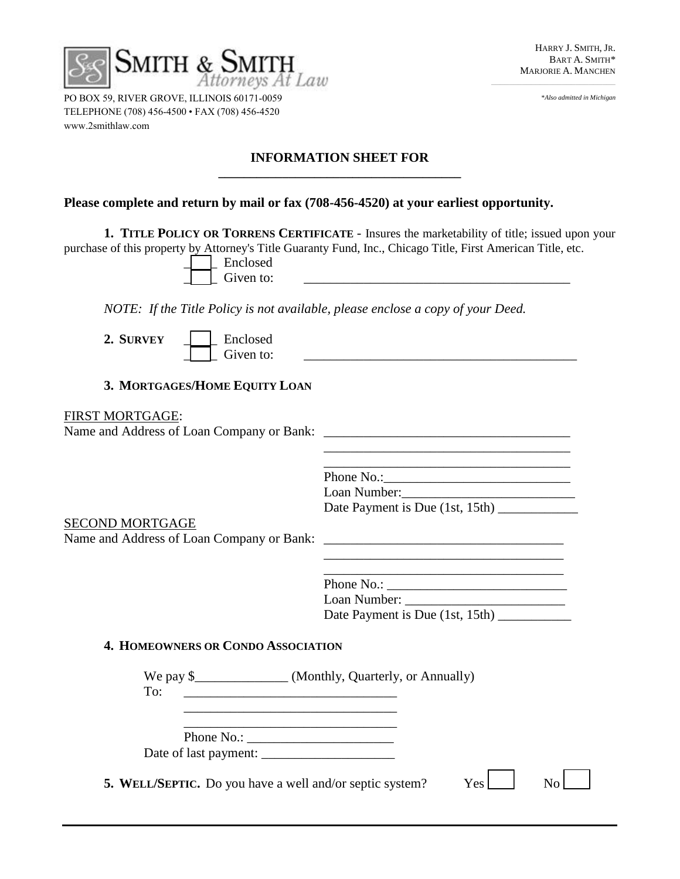SMITH & SMITH
*Attorneys At Law*

PO BOX 59, RIVER GROVE, ILLINOIS 60171-0059
TELEPHONE (708) 456-4500 • FAX (708) 456-4520
www.2smithlaw.com

HARRY J. SMITH, JR.
BART A. SMITH*
MARJORIE A. MANCHEN

*\*Also admitted in Michigan*

## INFORMATION SHEET FOR ____________________________________

**Please complete and return by mail or fax (708-456-4520) at your earliest opportunity.**

**1. TITLE POLICY OR TORRENS CERTIFICATE** - Insures the marketability of title; issued upon your purchase of this property by Attorney's Title Guaranty Fund, Inc., Chicago Title, First American Title, etc.

____ Enclosed
____ Given to: ________________________________________

*NOTE: If the Title Policy is not available, please enclose a copy of your Deed.*

**2. SURVEY** ____ Enclosed
____ Given to: ________________________________________

**3. MORTGAGES/HOME EQUITY LOAN**

FIRST MORTGAGE:
Name and Address of Loan Company or Bank: ____________________________________
____________________________________
____________________________________
Phone No.:____________________________
Loan Number:__________________________
Date Payment is Due (1st, 15th) ____________

SECOND MORTGAGE
Name and Address of Loan Company or Bank: ____________________________________
____________________________________
____________________________________
Phone No.: ___________________________
Loan Number: ________________________
Date Payment is Due (1st, 15th) ___________

**4. HOMEOWNERS OR CONDO ASSOCIATION**

We pay $______________ (Monthly, Quarterly, or Annually)
To: ________________________________
________________________________
________________________________
Phone No.: ______________________
Date of last payment: ____________________

**5. WELL/SEPTIC.** Do you have a well and/or septic system? Yes ☐ No ☐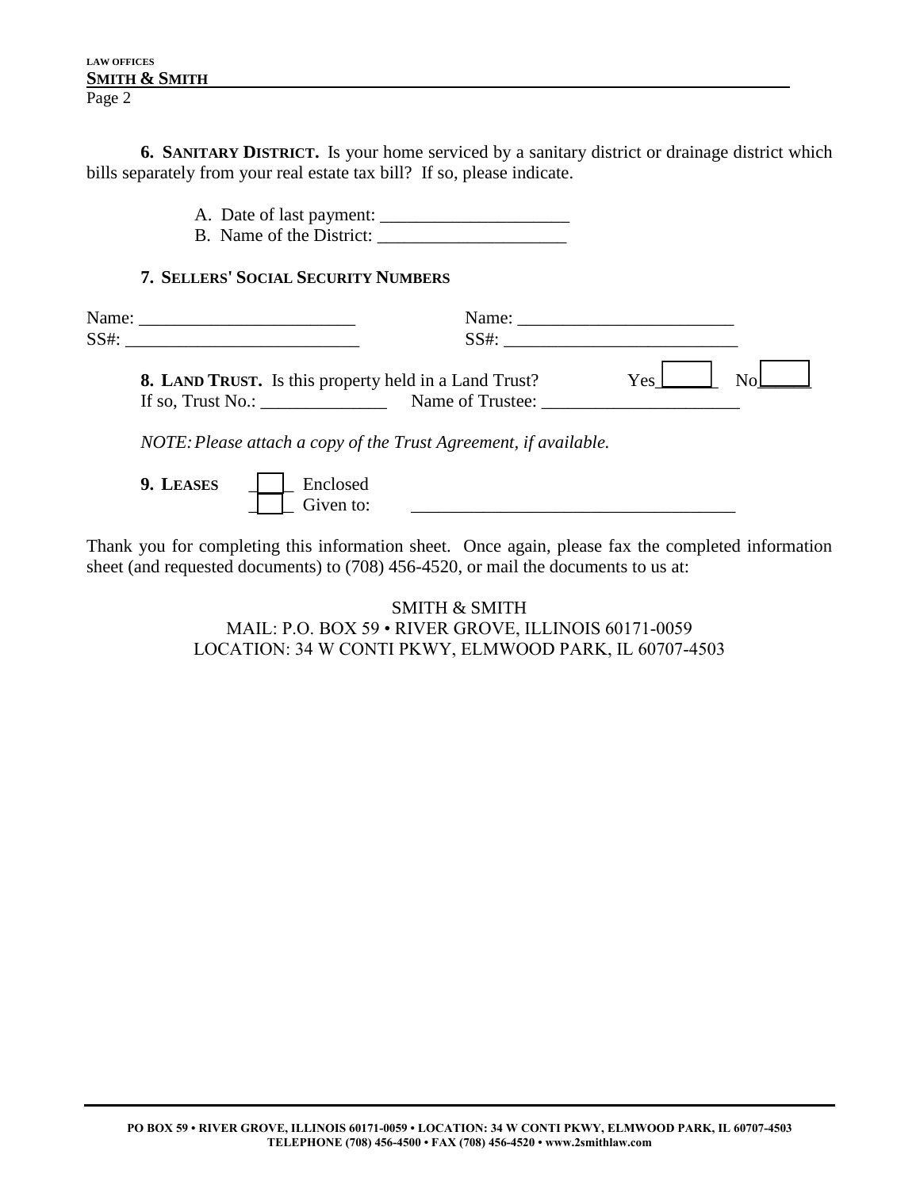**6. SANITARY DISTRICT.** Is your home serviced by a sanitary district or drainage district which bills separately from your real estate tax bill? If so, please indicate.

A. Date of last payment: _____________________

B. Name of the District: _____________________

**7. SELLERS' SOCIAL SECURITY NUMBERS**

Name: ________________________ Name: ________________________

SS#: __________________________ SS#: __________________________

**8. LAND TRUST.** Is this property held in a Land Trust? Yes______ No______

If so, Trust No.: ______________ Name of Trustee: ______________________

*NOTE: Please attach a copy of the Trust Agreement, if available.*

**9. LEASES** ____ Enclosed

____ Given to: ____________________________________

Thank you for completing this information sheet. Once again, please fax the completed information sheet (and requested documents) to (708) 456-4520, or mail the documents to us at:

SMITH & SMITH

MAIL: P.O. BOX 59 • RIVER GROVE, ILLINOIS 60171-0059

LOCATION: 34 W CONTI PKWY, ELMWOOD PARK, IL 60707-4503